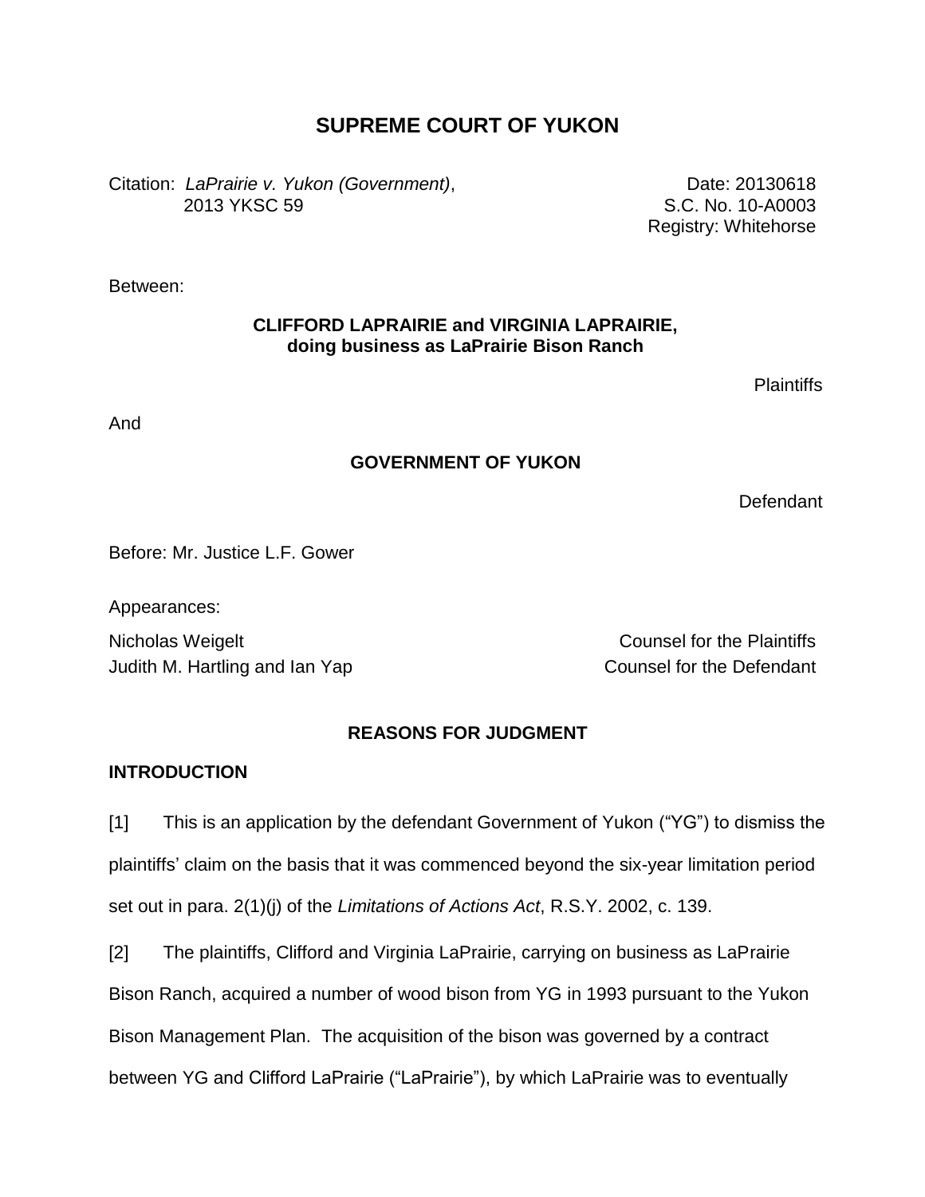# SUPREME COURT OF YUKON

Citation: *LaPrairie v. Yukon (Government)*, 2013 YKSC 59

Date: 20130618
S.C. No. 10-A0003
Registry: Whitehorse

Between:

**CLIFFORD LAPRAIRIE and VIRGINIA LAPRAIRIE, doing business as LaPrairie Bison Ranch**

Plaintiffs

And

**GOVERNMENT OF YUKON**

Defendant

Before: Mr. Justice L.F. Gower

Appearances:

Nicholas Weigelt — Counsel for the Plaintiffs
Judith M. Hartling and Ian Yap — Counsel for the Defendant

## REASONS FOR JUDGMENT

### INTRODUCTION

[1] This is an application by the defendant Government of Yukon ("YG") to dismiss the plaintiffs' claim on the basis that it was commenced beyond the six-year limitation period set out in para. 2(1)(j) of the *Limitations of Actions Act*, R.S.Y. 2002, c. 139.

[2] The plaintiffs, Clifford and Virginia LaPrairie, carrying on business as LaPrairie Bison Ranch, acquired a number of wood bison from YG in 1993 pursuant to the Yukon Bison Management Plan. The acquisition of the bison was governed by a contract between YG and Clifford LaPrairie ("LaPrairie"), by which LaPrairie was to eventually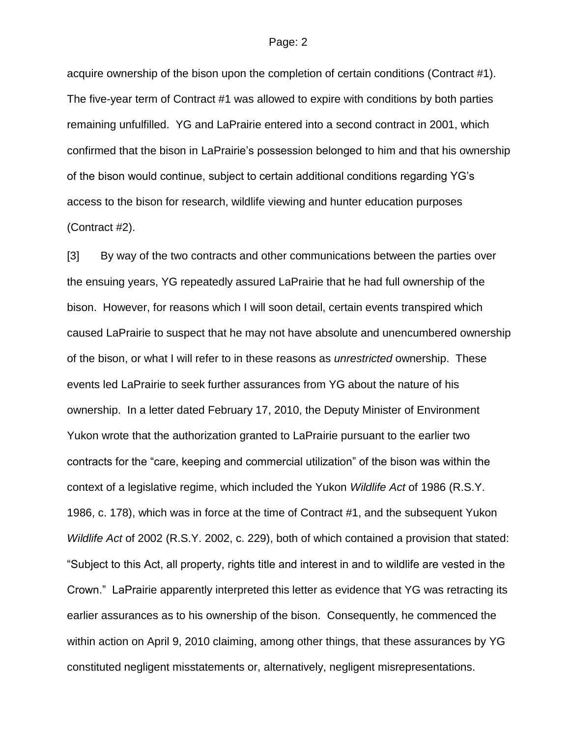acquire ownership of the bison upon the completion of certain conditions (Contract #1). The five-year term of Contract #1 was allowed to expire with conditions by both parties remaining unfulfilled. YG and LaPrairie entered into a second contract in 2001, which confirmed that the bison in LaPrairie's possession belonged to him and that his ownership of the bison would continue, subject to certain additional conditions regarding YG's access to the bison for research, wildlife viewing and hunter education purposes (Contract #2).

[3] By way of the two contracts and other communications between the parties over the ensuing years, YG repeatedly assured LaPrairie that he had full ownership of the bison. However, for reasons which I will soon detail, certain events transpired which caused LaPrairie to suspect that he may not have absolute and unencumbered ownership of the bison, or what I will refer to in these reasons as *unrestricted* ownership. These events led LaPrairie to seek further assurances from YG about the nature of his ownership. In a letter dated February 17, 2010, the Deputy Minister of Environment Yukon wrote that the authorization granted to LaPrairie pursuant to the earlier two contracts for the "care, keeping and commercial utilization" of the bison was within the context of a legislative regime, which included the Yukon *Wildlife Act* of 1986 (R.S.Y. 1986, c. 178), which was in force at the time of Contract #1, and the subsequent Yukon *Wildlife Act* of 2002 (R.S.Y. 2002, c. 229), both of which contained a provision that stated: "Subject to this Act, all property, rights title and interest in and to wildlife are vested in the Crown." LaPrairie apparently interpreted this letter as evidence that YG was retracting its earlier assurances as to his ownership of the bison. Consequently, he commenced the within action on April 9, 2010 claiming, among other things, that these assurances by YG constituted negligent misstatements or, alternatively, negligent misrepresentations.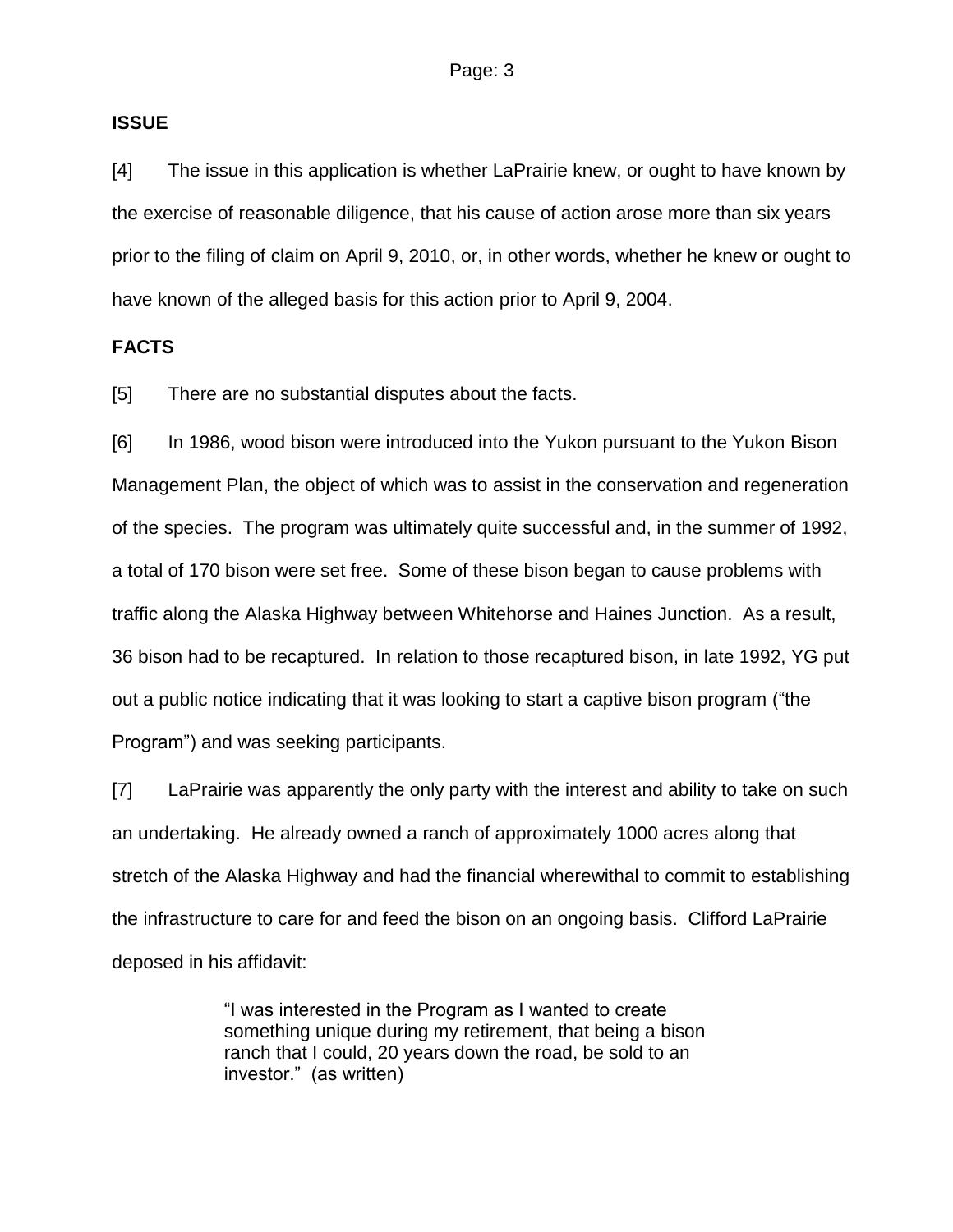## ISSUE

[4] The issue in this application is whether LaPrairie knew, or ought to have known by the exercise of reasonable diligence, that his cause of action arose more than six years prior to the filing of claim on April 9, 2010, or, in other words, whether he knew or ought to have known of the alleged basis for this action prior to April 9, 2004.

## FACTS

[5] There are no substantial disputes about the facts.

[6] In 1986, wood bison were introduced into the Yukon pursuant to the Yukon Bison Management Plan, the object of which was to assist in the conservation and regeneration of the species. The program was ultimately quite successful and, in the summer of 1992, a total of 170 bison were set free. Some of these bison began to cause problems with traffic along the Alaska Highway between Whitehorse and Haines Junction. As a result, 36 bison had to be recaptured. In relation to those recaptured bison, in late 1992, YG put out a public notice indicating that it was looking to start a captive bison program ("the Program") and was seeking participants.

[7] LaPrairie was apparently the only party with the interest and ability to take on such an undertaking. He already owned a ranch of approximately 1000 acres along that stretch of the Alaska Highway and had the financial wherewithal to commit to establishing the infrastructure to care for and feed the bison on an ongoing basis. Clifford LaPrairie deposed in his affidavit:

> "I was interested in the Program as I wanted to create something unique during my retirement, that being a bison ranch that I could, 20 years down the road, be sold to an investor." (as written)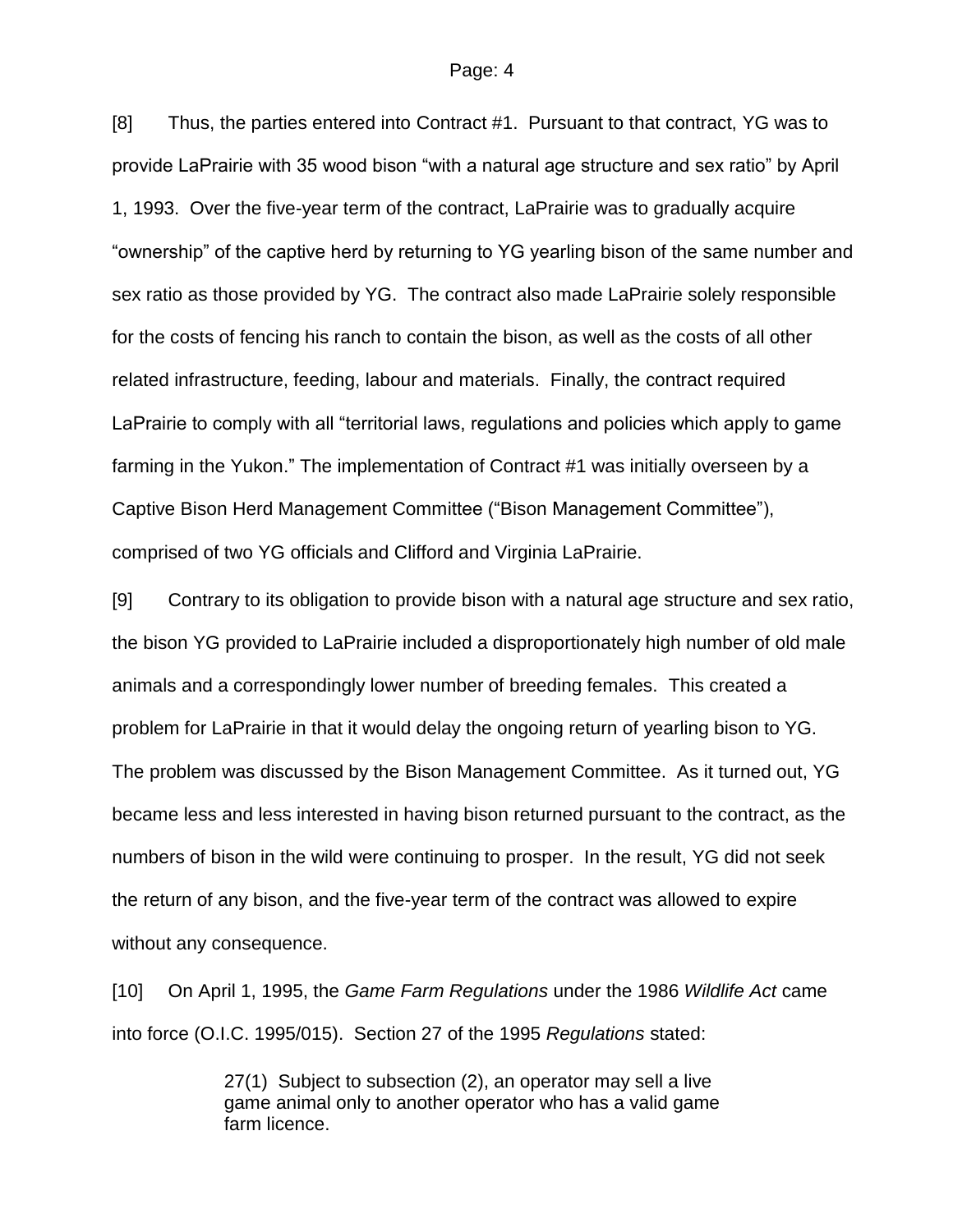[8] Thus, the parties entered into Contract #1. Pursuant to that contract, YG was to provide LaPrairie with 35 wood bison "with a natural age structure and sex ratio" by April 1, 1993. Over the five-year term of the contract, LaPrairie was to gradually acquire "ownership" of the captive herd by returning to YG yearling bison of the same number and sex ratio as those provided by YG. The contract also made LaPrairie solely responsible for the costs of fencing his ranch to contain the bison, as well as the costs of all other related infrastructure, feeding, labour and materials. Finally, the contract required LaPrairie to comply with all "territorial laws, regulations and policies which apply to game farming in the Yukon." The implementation of Contract #1 was initially overseen by a Captive Bison Herd Management Committee ("Bison Management Committee"), comprised of two YG officials and Clifford and Virginia LaPrairie.

[9] Contrary to its obligation to provide bison with a natural age structure and sex ratio, the bison YG provided to LaPrairie included a disproportionately high number of old male animals and a correspondingly lower number of breeding females. This created a problem for LaPrairie in that it would delay the ongoing return of yearling bison to YG. The problem was discussed by the Bison Management Committee. As it turned out, YG became less and less interested in having bison returned pursuant to the contract, as the numbers of bison in the wild were continuing to prosper. In the result, YG did not seek the return of any bison, and the five-year term of the contract was allowed to expire without any consequence.

[10] On April 1, 1995, the *Game Farm Regulations* under the 1986 *Wildlife Act* came into force (O.I.C. 1995/015). Section 27 of the 1995 *Regulations* stated:

> 27(1) Subject to subsection (2), an operator may sell a live game animal only to another operator who has a valid game farm licence.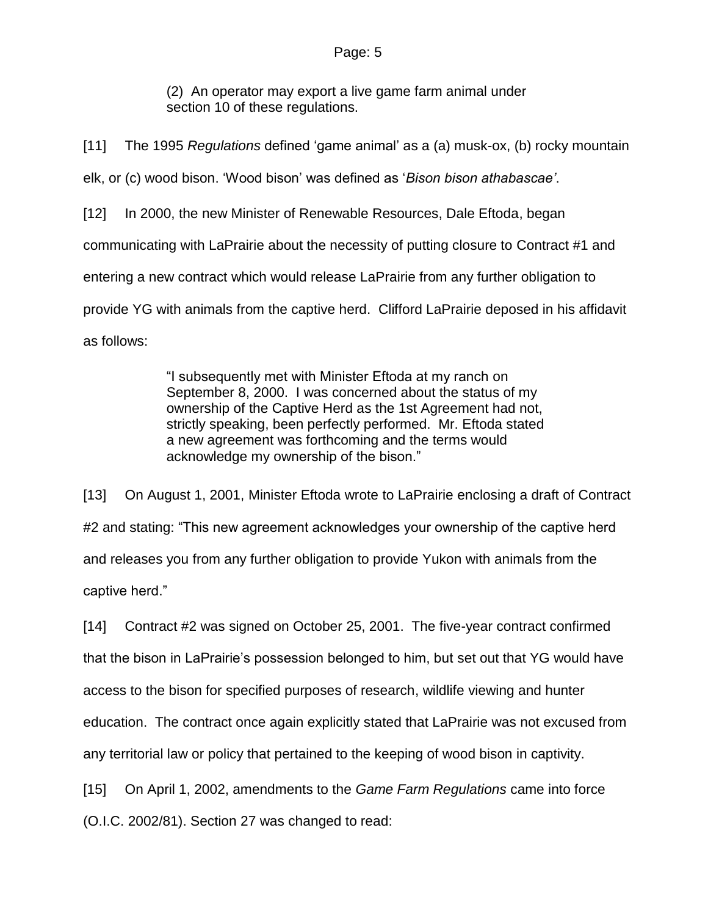> (2) An operator may export a live game farm animal under section 10 of these regulations.

[11] The 1995 *Regulations* defined 'game animal' as a (a) musk-ox, (b) rocky mountain elk, or (c) wood bison. 'Wood bison' was defined as '*Bison bison athabascae'*.

[12] In 2000, the new Minister of Renewable Resources, Dale Eftoda, began communicating with LaPrairie about the necessity of putting closure to Contract #1 and entering a new contract which would release LaPrairie from any further obligation to provide YG with animals from the captive herd. Clifford LaPrairie deposed in his affidavit as follows:

> "I subsequently met with Minister Eftoda at my ranch on September 8, 2000. I was concerned about the status of my ownership of the Captive Herd as the 1st Agreement had not, strictly speaking, been perfectly performed. Mr. Eftoda stated a new agreement was forthcoming and the terms would acknowledge my ownership of the bison."

[13] On August 1, 2001, Minister Eftoda wrote to LaPrairie enclosing a draft of Contract #2 and stating: "This new agreement acknowledges your ownership of the captive herd and releases you from any further obligation to provide Yukon with animals from the captive herd."

[14] Contract #2 was signed on October 25, 2001. The five-year contract confirmed that the bison in LaPrairie's possession belonged to him, but set out that YG would have access to the bison for specified purposes of research, wildlife viewing and hunter education. The contract once again explicitly stated that LaPrairie was not excused from any territorial law or policy that pertained to the keeping of wood bison in captivity.

[15] On April 1, 2002, amendments to the *Game Farm Regulations* came into force (O.I.C. 2002/81). Section 27 was changed to read: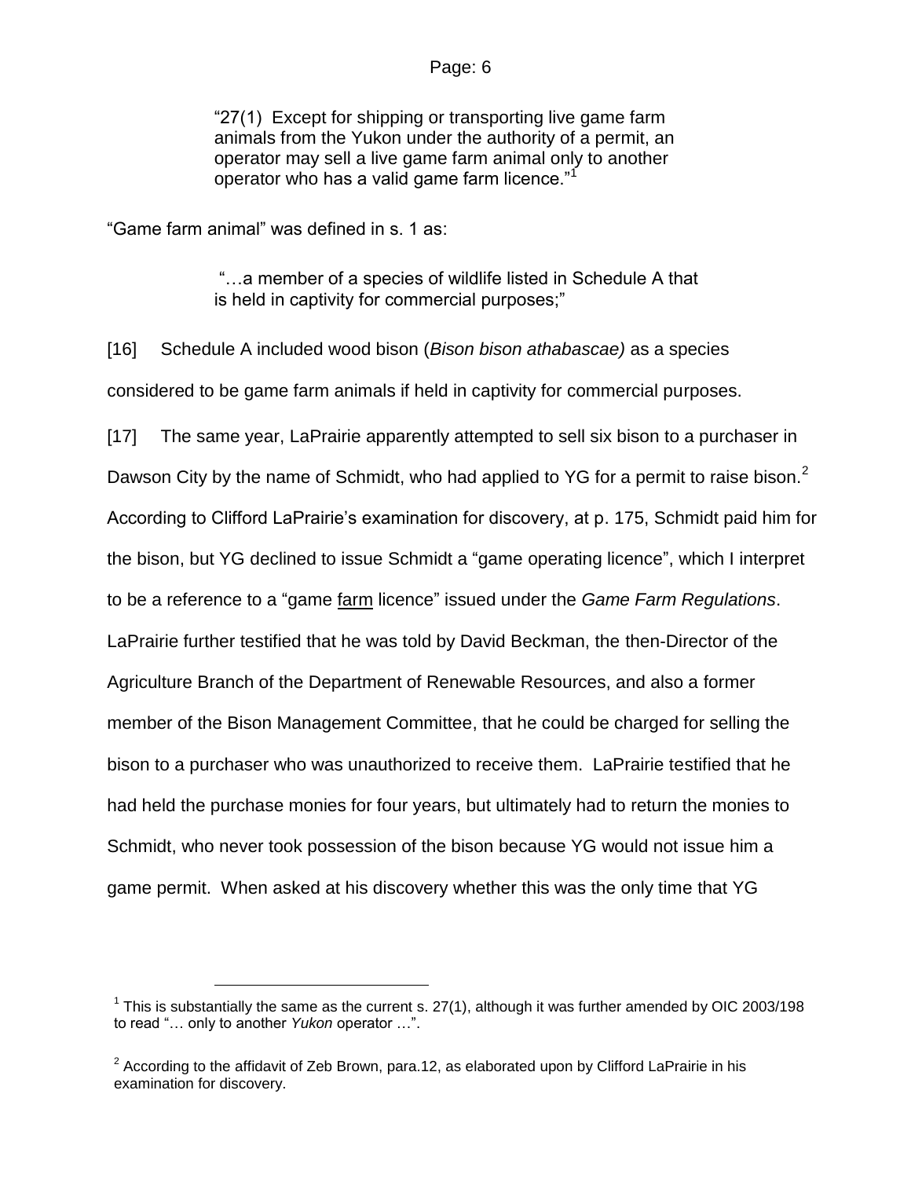> "27(1) Except for shipping or transporting live game farm animals from the Yukon under the authority of a permit, an operator may sell a live game farm animal only to another operator who has a valid game farm licence."[1]

"Game farm animal" was defined in s. 1 as:

> "…a member of a species of wildlife listed in Schedule A that is held in captivity for commercial purposes;"

[16] Schedule A included wood bison (*Bison bison athabascae)* as a species considered to be game farm animals if held in captivity for commercial purposes.

[17] The same year, LaPrairie apparently attempted to sell six bison to a purchaser in Dawson City by the name of Schmidt, who had applied to YG for a permit to raise bison.[2] According to Clifford LaPrairie's examination for discovery, at p. 175, Schmidt paid him for the bison, but YG declined to issue Schmidt a "game operating licence", which I interpret to be a reference to a "game <u>farm</u> licence" issued under the *Game Farm Regulations*. LaPrairie further testified that he was told by David Beckman, the then-Director of the Agriculture Branch of the Department of Renewable Resources, and also a former member of the Bison Management Committee, that he could be charged for selling the bison to a purchaser who was unauthorized to receive them. LaPrairie testified that he had held the purchase monies for four years, but ultimately had to return the monies to Schmidt, who never took possession of the bison because YG would not issue him a game permit. When asked at his discovery whether this was the only time that YG

---

[1] This is substantially the same as the current s. 27(1), although it was further amended by OIC 2003/198 to read "… only to another *Yukon* operator …".

[2] According to the affidavit of Zeb Brown, para.12, as elaborated upon by Clifford LaPrairie in his examination for discovery.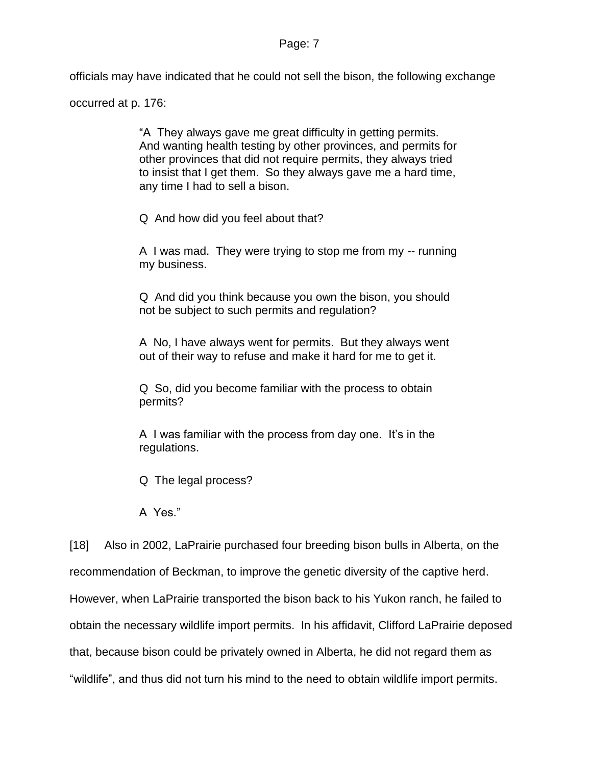officials may have indicated that he could not sell the bison, the following exchange occurred at p. 176:

> "A They always gave me great difficulty in getting permits. And wanting health testing by other provinces, and permits for other provinces that did not require permits, they always tried to insist that I get them. So they always gave me a hard time, any time I had to sell a bison.
>
> Q And how did you feel about that?
>
> A I was mad. They were trying to stop me from my -- running my business.
>
> Q And did you think because you own the bison, you should not be subject to such permits and regulation?
>
> A No, I have always went for permits. But they always went out of their way to refuse and make it hard for me to get it.
>
> Q So, did you become familiar with the process to obtain permits?
>
> A I was familiar with the process from day one. It's in the regulations.
>
> Q The legal process?
>
> A Yes."

[18] Also in 2002, LaPrairie purchased four breeding bison bulls in Alberta, on the recommendation of Beckman, to improve the genetic diversity of the captive herd. However, when LaPrairie transported the bison back to his Yukon ranch, he failed to obtain the necessary wildlife import permits. In his affidavit, Clifford LaPrairie deposed that, because bison could be privately owned in Alberta, he did not regard them as "wildlife", and thus did not turn his mind to the need to obtain wildlife import permits.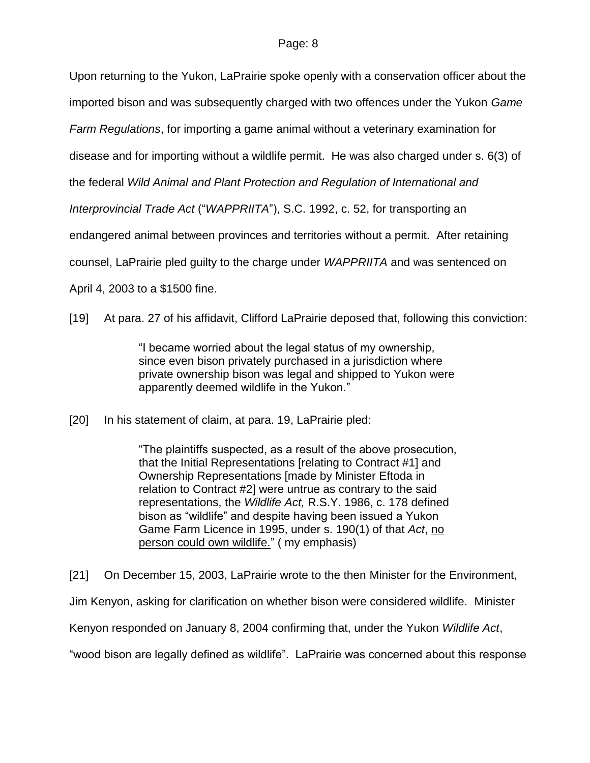Upon returning to the Yukon, LaPrairie spoke openly with a conservation officer about the imported bison and was subsequently charged with two offences under the Yukon *Game Farm Regulations*, for importing a game animal without a veterinary examination for disease and for importing without a wildlife permit. He was also charged under s. 6(3) of the federal *Wild Animal and Plant Protection and Regulation of International and Interprovincial Trade Act* ("*WAPPRIITA*"), S.C. 1992, c. 52, for transporting an endangered animal between provinces and territories without a permit. After retaining counsel, LaPrairie pled guilty to the charge under *WAPPRIITA* and was sentenced on April 4, 2003 to a $1500 fine.

[19] At para. 27 of his affidavit, Clifford LaPrairie deposed that, following this conviction:

> "I became worried about the legal status of my ownership, since even bison privately purchased in a jurisdiction where private ownership bison was legal and shipped to Yukon were apparently deemed wildlife in the Yukon."

[20] In his statement of claim, at para. 19, LaPrairie pled:

> "The plaintiffs suspected, as a result of the above prosecution, that the Initial Representations [relating to Contract #1] and Ownership Representations [made by Minister Eftoda in relation to Contract #2] were untrue as contrary to the said representations, the *Wildlife Act,* R.S.Y. 1986, c. 178 defined bison as "wildlife" and despite having been issued a Yukon Game Farm Licence in 1995, under s. 190(1) of that *Act*, <u>no person could own wildlife.</u>" ( my emphasis)

[21] On December 15, 2003, LaPrairie wrote to the then Minister for the Environment, Jim Kenyon, asking for clarification on whether bison were considered wildlife. Minister Kenyon responded on January 8, 2004 confirming that, under the Yukon *Wildlife Act*, "wood bison are legally defined as wildlife". LaPrairie was concerned about this response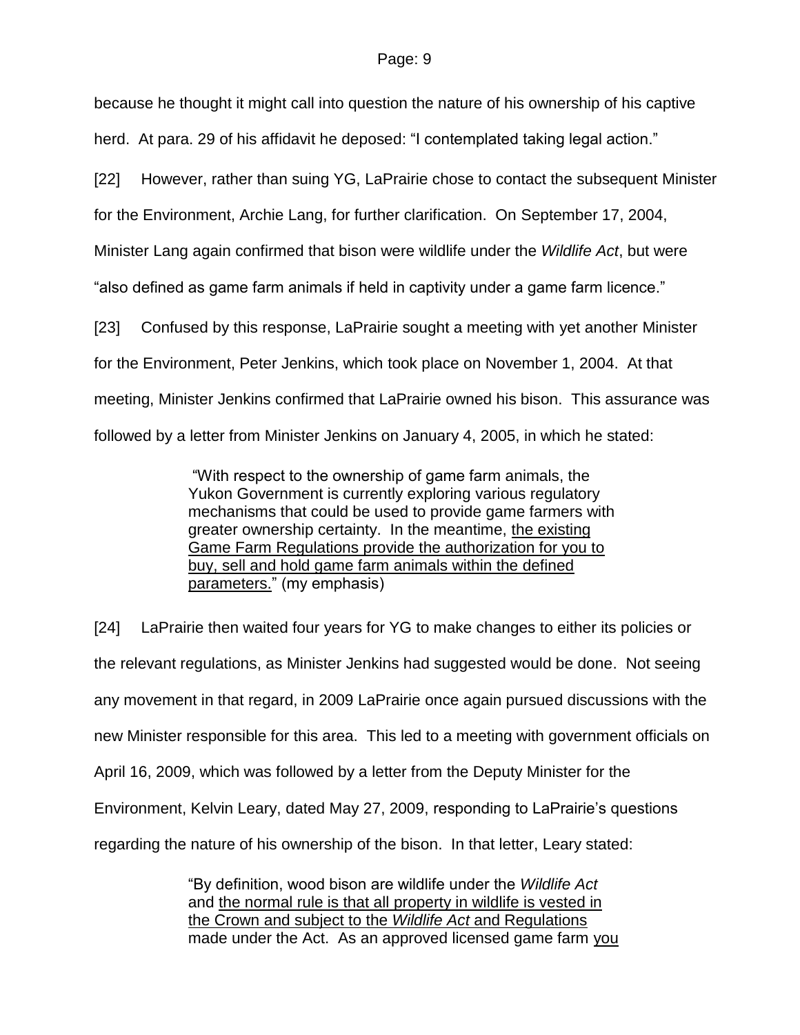because he thought it might call into question the nature of his ownership of his captive herd. At para. 29 of his affidavit he deposed: "I contemplated taking legal action."

[22] However, rather than suing YG, LaPrairie chose to contact the subsequent Minister for the Environment, Archie Lang, for further clarification. On September 17, 2004, Minister Lang again confirmed that bison were wildlife under the *Wildlife Act*, but were "also defined as game farm animals if held in captivity under a game farm licence."

[23] Confused by this response, LaPrairie sought a meeting with yet another Minister for the Environment, Peter Jenkins, which took place on November 1, 2004. At that meeting, Minister Jenkins confirmed that LaPrairie owned his bison. This assurance was followed by a letter from Minister Jenkins on January 4, 2005, in which he stated:

> "With respect to the ownership of game farm animals, the Yukon Government is currently exploring various regulatory mechanisms that could be used to provide game farmers with greater ownership certainty. In the meantime, <u>the existing Game Farm Regulations provide the authorization for you to buy, sell and hold game farm animals within the defined parameters.</u>" (my emphasis)

[24] LaPrairie then waited four years for YG to make changes to either its policies or the relevant regulations, as Minister Jenkins had suggested would be done. Not seeing any movement in that regard, in 2009 LaPrairie once again pursued discussions with the new Minister responsible for this area. This led to a meeting with government officials on April 16, 2009, which was followed by a letter from the Deputy Minister for the Environment, Kelvin Leary, dated May 27, 2009, responding to LaPrairie's questions regarding the nature of his ownership of the bison. In that letter, Leary stated:

> "By definition, wood bison are wildlife under the *Wildlife Act* and <u>the normal rule is that all property in wildlife is vested in the Crown and subject to the *Wildlife Act* and Regulations</u> made under the Act. As an approved licensed game farm <u>you</u>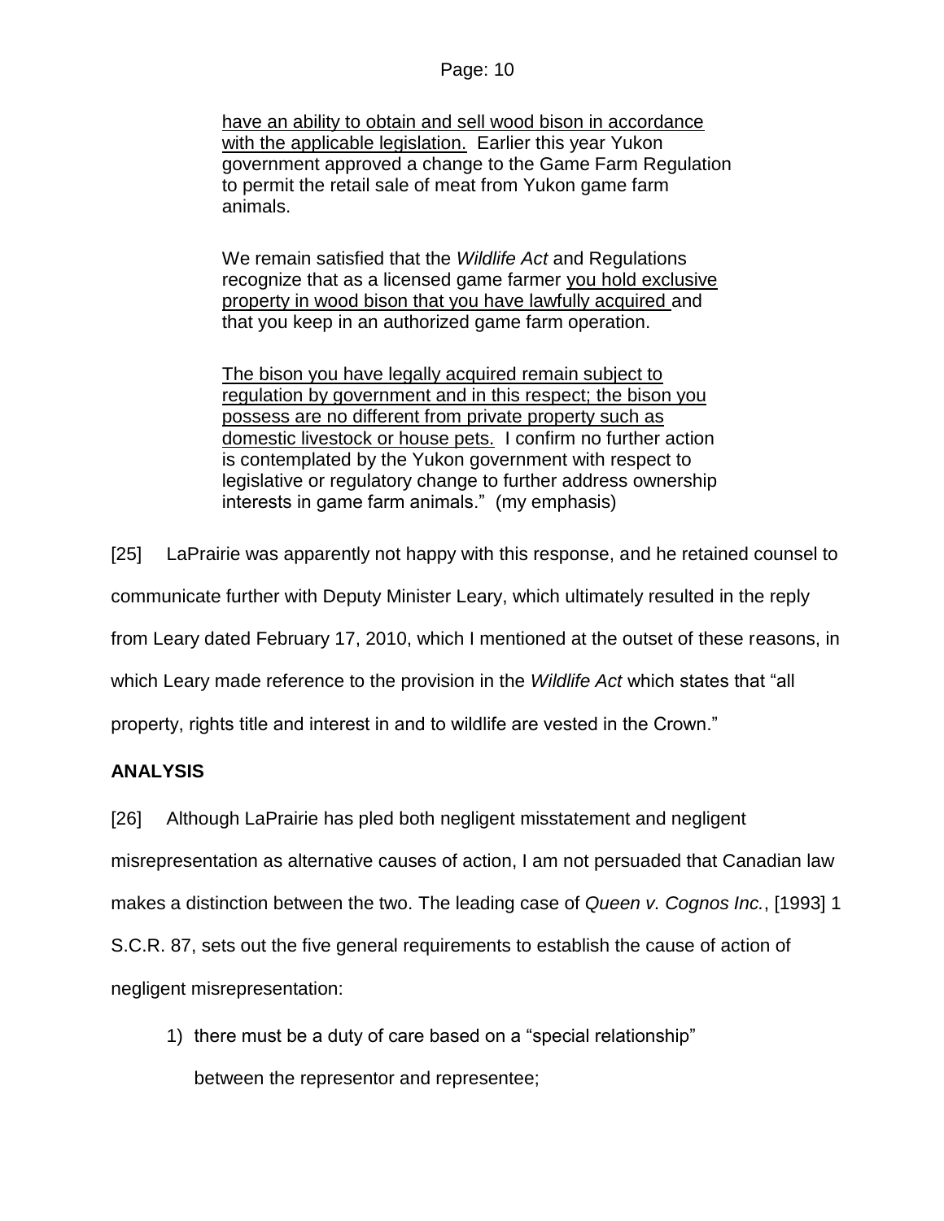> have an ability to obtain and sell wood bison in accordance with the applicable legislation. Earlier this year Yukon government approved a change to the Game Farm Regulation to permit the retail sale of meat from Yukon game farm animals.
>
> We remain satisfied that the *Wildlife Act* and Regulations recognize that as a licensed game farmer you hold exclusive property in wood bison that you have lawfully acquired and that you keep in an authorized game farm operation.
>
> The bison you have legally acquired remain subject to regulation by government and in this respect; the bison you possess are no different from private property such as domestic livestock or house pets. I confirm no further action is contemplated by the Yukon government with respect to legislative or regulatory change to further address ownership interests in game farm animals." (my emphasis)

[25] LaPrairie was apparently not happy with this response, and he retained counsel to communicate further with Deputy Minister Leary, which ultimately resulted in the reply from Leary dated February 17, 2010, which I mentioned at the outset of these reasons, in which Leary made reference to the provision in the *Wildlife Act* which states that "all property, rights title and interest in and to wildlife are vested in the Crown."

## ANALYSIS

[26] Although LaPrairie has pled both negligent misstatement and negligent misrepresentation as alternative causes of action, I am not persuaded that Canadian law makes a distinction between the two. The leading case of *Queen v. Cognos Inc.*, [1993] 1 S.C.R. 87, sets out the five general requirements to establish the cause of action of negligent misrepresentation:

1) there must be a duty of care based on a "special relationship" between the representor and representee;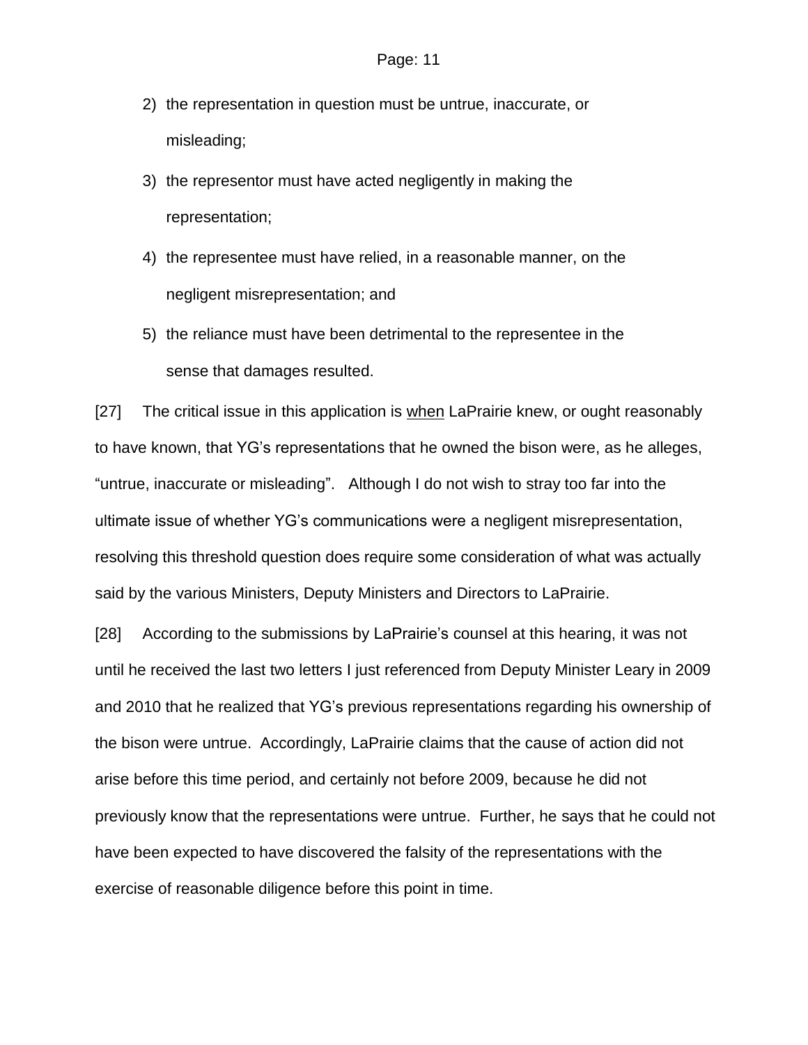2) the representation in question must be untrue, inaccurate, or misleading;
3) the representor must have acted negligently in making the representation;
4) the representee must have relied, in a reasonable manner, on the negligent misrepresentation; and
5) the reliance must have been detrimental to the representee in the sense that damages resulted.

[27] The critical issue in this application is <u>when</u> LaPrairie knew, or ought reasonably to have known, that YG's representations that he owned the bison were, as he alleges, "untrue, inaccurate or misleading". Although I do not wish to stray too far into the ultimate issue of whether YG's communications were a negligent misrepresentation, resolving this threshold question does require some consideration of what was actually said by the various Ministers, Deputy Ministers and Directors to LaPrairie.

[28] According to the submissions by LaPrairie's counsel at this hearing, it was not until he received the last two letters I just referenced from Deputy Minister Leary in 2009 and 2010 that he realized that YG's previous representations regarding his ownership of the bison were untrue. Accordingly, LaPrairie claims that the cause of action did not arise before this time period, and certainly not before 2009, because he did not previously know that the representations were untrue. Further, he says that he could not have been expected to have discovered the falsity of the representations with the exercise of reasonable diligence before this point in time.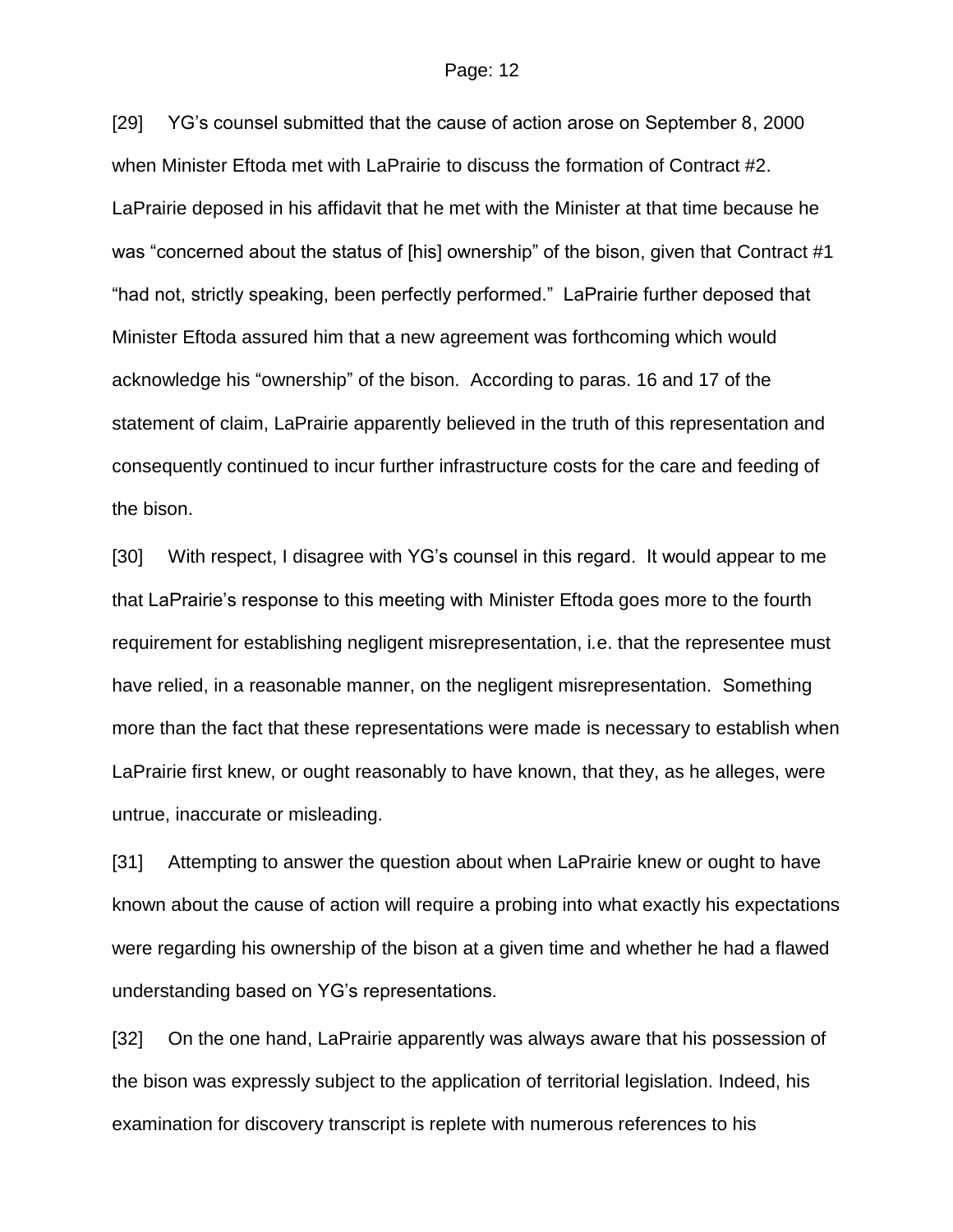[29] YG's counsel submitted that the cause of action arose on September 8, 2000 when Minister Eftoda met with LaPrairie to discuss the formation of Contract #2. LaPrairie deposed in his affidavit that he met with the Minister at that time because he was "concerned about the status of [his] ownership" of the bison, given that Contract #1 "had not, strictly speaking, been perfectly performed." LaPrairie further deposed that Minister Eftoda assured him that a new agreement was forthcoming which would acknowledge his "ownership" of the bison. According to paras. 16 and 17 of the statement of claim, LaPrairie apparently believed in the truth of this representation and consequently continued to incur further infrastructure costs for the care and feeding of the bison.

[30] With respect, I disagree with YG's counsel in this regard. It would appear to me that LaPrairie's response to this meeting with Minister Eftoda goes more to the fourth requirement for establishing negligent misrepresentation, i.e. that the representee must have relied, in a reasonable manner, on the negligent misrepresentation. Something more than the fact that these representations were made is necessary to establish when LaPrairie first knew, or ought reasonably to have known, that they, as he alleges, were untrue, inaccurate or misleading.

[31] Attempting to answer the question about when LaPrairie knew or ought to have known about the cause of action will require a probing into what exactly his expectations were regarding his ownership of the bison at a given time and whether he had a flawed understanding based on YG's representations.

[32] On the one hand, LaPrairie apparently was always aware that his possession of the bison was expressly subject to the application of territorial legislation. Indeed, his examination for discovery transcript is replete with numerous references to his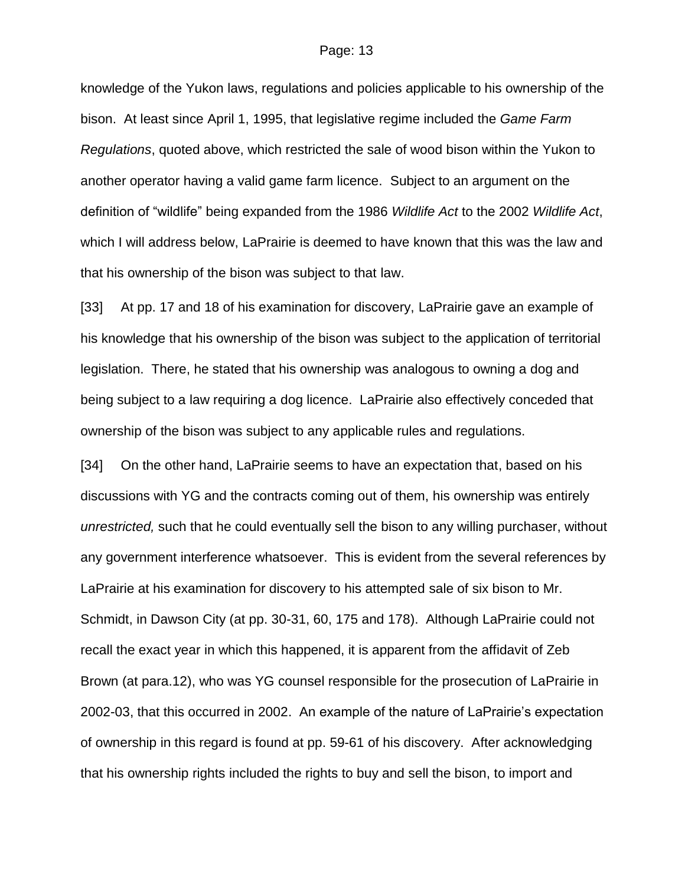knowledge of the Yukon laws, regulations and policies applicable to his ownership of the bison. At least since April 1, 1995, that legislative regime included the *Game Farm Regulations*, quoted above, which restricted the sale of wood bison within the Yukon to another operator having a valid game farm licence. Subject to an argument on the definition of "wildlife" being expanded from the 1986 *Wildlife Act* to the 2002 *Wildlife Act*, which I will address below, LaPrairie is deemed to have known that this was the law and that his ownership of the bison was subject to that law.

[33] At pp. 17 and 18 of his examination for discovery, LaPrairie gave an example of his knowledge that his ownership of the bison was subject to the application of territorial legislation. There, he stated that his ownership was analogous to owning a dog and being subject to a law requiring a dog licence. LaPrairie also effectively conceded that ownership of the bison was subject to any applicable rules and regulations.

[34] On the other hand, LaPrairie seems to have an expectation that, based on his discussions with YG and the contracts coming out of them, his ownership was entirely *unrestricted,* such that he could eventually sell the bison to any willing purchaser, without any government interference whatsoever. This is evident from the several references by LaPrairie at his examination for discovery to his attempted sale of six bison to Mr. Schmidt, in Dawson City (at pp. 30-31, 60, 175 and 178). Although LaPrairie could not recall the exact year in which this happened, it is apparent from the affidavit of Zeb Brown (at para.12), who was YG counsel responsible for the prosecution of LaPrairie in 2002-03, that this occurred in 2002. An example of the nature of LaPrairie's expectation of ownership in this regard is found at pp. 59-61 of his discovery. After acknowledging that his ownership rights included the rights to buy and sell the bison, to import and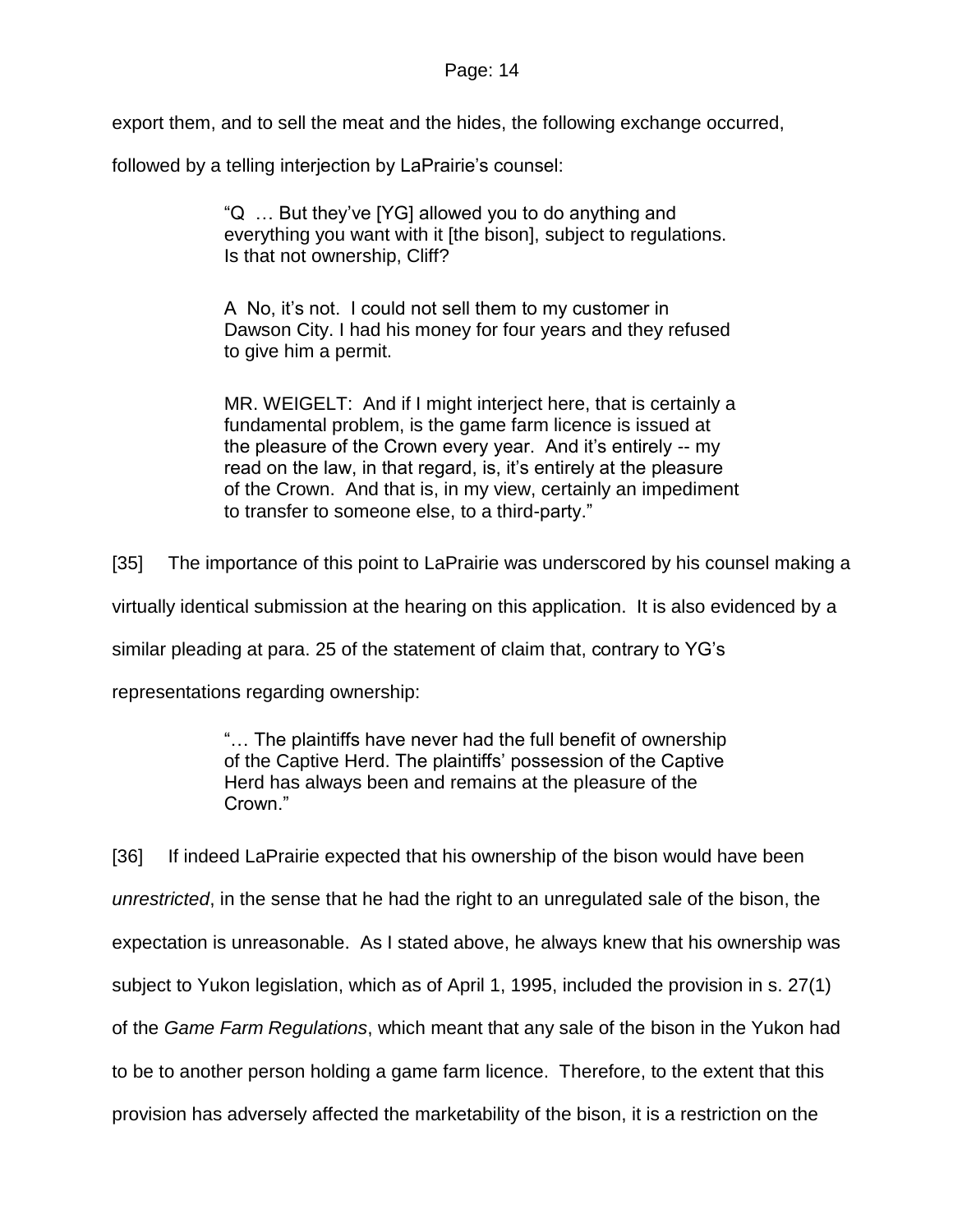export them, and to sell the meat and the hides, the following exchange occurred, followed by a telling interjection by LaPrairie's counsel:

> "Q … But they've [YG] allowed you to do anything and everything you want with it [the bison], subject to regulations. Is that not ownership, Cliff?
>
> A No, it's not. I could not sell them to my customer in Dawson City. I had his money for four years and they refused to give him a permit.
>
> MR. WEIGELT: And if I might interject here, that is certainly a fundamental problem, is the game farm licence is issued at the pleasure of the Crown every year. And it's entirely -- my read on the law, in that regard, is, it's entirely at the pleasure of the Crown. And that is, in my view, certainly an impediment to transfer to someone else, to a third-party."

[35] The importance of this point to LaPrairie was underscored by his counsel making a virtually identical submission at the hearing on this application. It is also evidenced by a similar pleading at para. 25 of the statement of claim that, contrary to YG's representations regarding ownership:

> "… The plaintiffs have never had the full benefit of ownership of the Captive Herd. The plaintiffs' possession of the Captive Herd has always been and remains at the pleasure of the Crown."

[36] If indeed LaPrairie expected that his ownership of the bison would have been *unrestricted*, in the sense that he had the right to an unregulated sale of the bison, the expectation is unreasonable. As I stated above, he always knew that his ownership was subject to Yukon legislation, which as of April 1, 1995, included the provision in s. 27(1) of the *Game Farm Regulations*, which meant that any sale of the bison in the Yukon had to be to another person holding a game farm licence. Therefore, to the extent that this provision has adversely affected the marketability of the bison, it is a restriction on the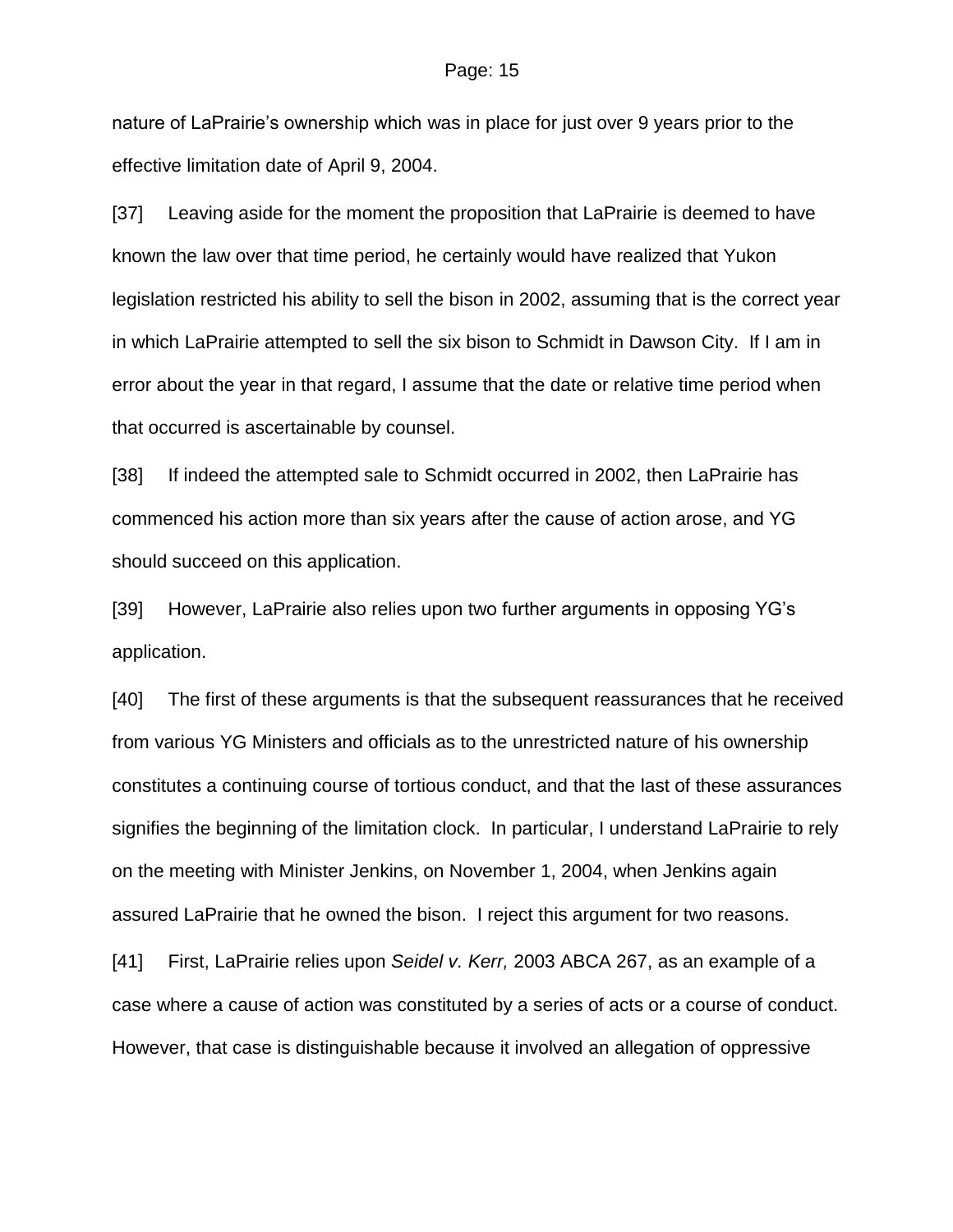nature of LaPrairie's ownership which was in place for just over 9 years prior to the effective limitation date of April 9, 2004.

[37] Leaving aside for the moment the proposition that LaPrairie is deemed to have known the law over that time period, he certainly would have realized that Yukon legislation restricted his ability to sell the bison in 2002, assuming that is the correct year in which LaPrairie attempted to sell the six bison to Schmidt in Dawson City. If I am in error about the year in that regard, I assume that the date or relative time period when that occurred is ascertainable by counsel.

[38] If indeed the attempted sale to Schmidt occurred in 2002, then LaPrairie has commenced his action more than six years after the cause of action arose, and YG should succeed on this application.

[39] However, LaPrairie also relies upon two further arguments in opposing YG's application.

[40] The first of these arguments is that the subsequent reassurances that he received from various YG Ministers and officials as to the unrestricted nature of his ownership constitutes a continuing course of tortious conduct, and that the last of these assurances signifies the beginning of the limitation clock. In particular, I understand LaPrairie to rely on the meeting with Minister Jenkins, on November 1, 2004, when Jenkins again assured LaPrairie that he owned the bison. I reject this argument for two reasons.

[41] First, LaPrairie relies upon *Seidel v. Kerr,* 2003 ABCA 267, as an example of a case where a cause of action was constituted by a series of acts or a course of conduct. However, that case is distinguishable because it involved an allegation of oppressive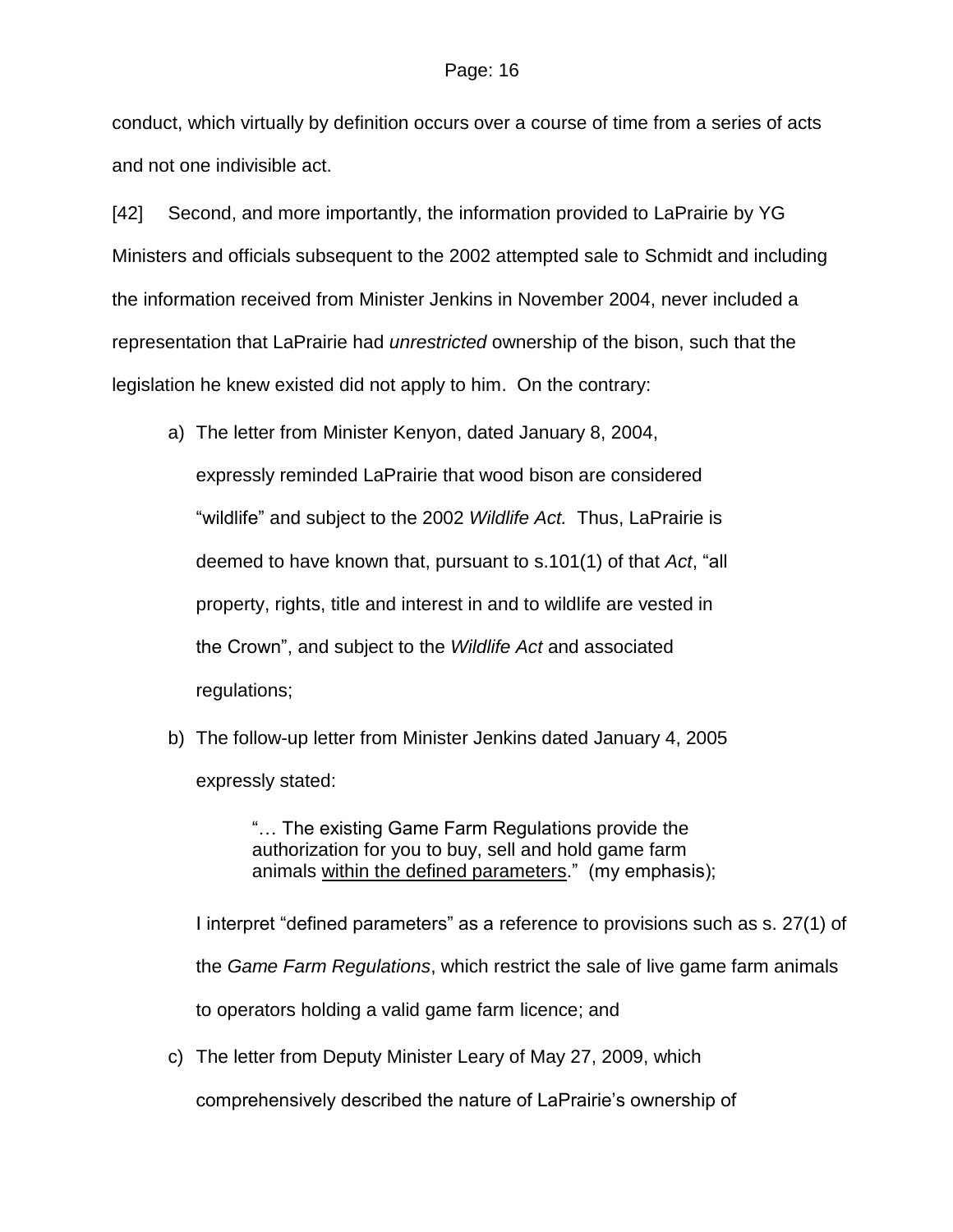conduct, which virtually by definition occurs over a course of time from a series of acts and not one indivisible act.

[42] Second, and more importantly, the information provided to LaPrairie by YG Ministers and officials subsequent to the 2002 attempted sale to Schmidt and including the information received from Minister Jenkins in November 2004, never included a representation that LaPrairie had *unrestricted* ownership of the bison, such that the legislation he knew existed did not apply to him. On the contrary:

a) The letter from Minister Kenyon, dated January 8, 2004, expressly reminded LaPrairie that wood bison are considered "wildlife" and subject to the 2002 *Wildlife Act.* Thus, LaPrairie is deemed to have known that, pursuant to s.101(1) of that *Act*, "all property, rights, title and interest in and to wildlife are vested in the Crown", and subject to the *Wildlife Act* and associated regulations;

b) The follow-up letter from Minister Jenkins dated January 4, 2005 expressly stated:

   > "… The existing Game Farm Regulations provide the authorization for you to buy, sell and hold game farm animals <u>within the defined parameters</u>." (my emphasis);

   I interpret "defined parameters" as a reference to provisions such as s. 27(1) of the *Game Farm Regulations*, which restrict the sale of live game farm animals to operators holding a valid game farm licence; and

c) The letter from Deputy Minister Leary of May 27, 2009, which comprehensively described the nature of LaPrairie's ownership of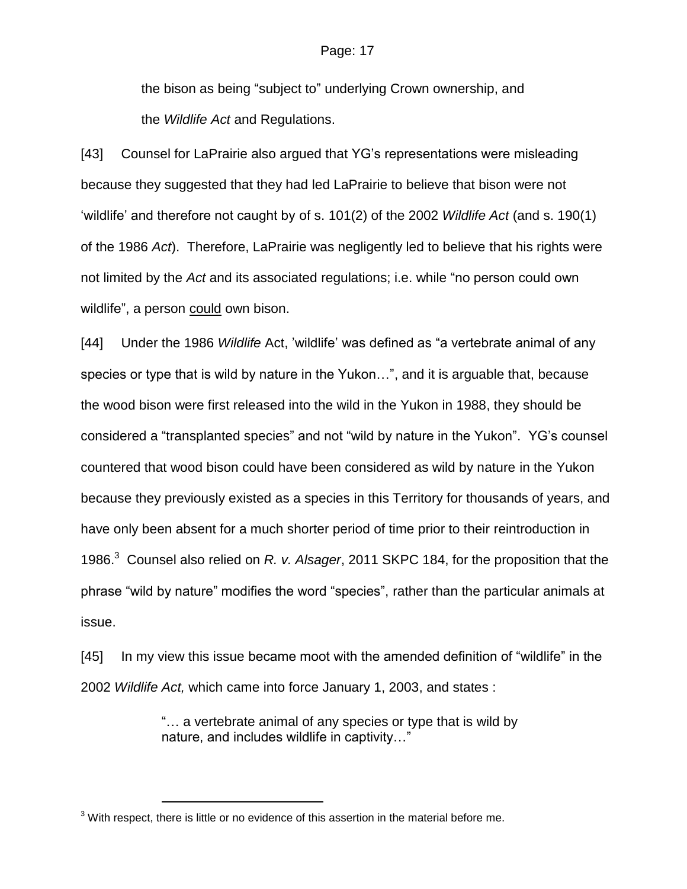the bison as being "subject to" underlying Crown ownership, and the *Wildlife Act* and Regulations.

[43] Counsel for LaPrairie also argued that YG's representations were misleading because they suggested that they had led LaPrairie to believe that bison were not 'wildlife' and therefore not caught by of s. 101(2) of the 2002 *Wildlife Act* (and s. 190(1) of the 1986 *Act*). Therefore, LaPrairie was negligently led to believe that his rights were not limited by the *Act* and its associated regulations; i.e. while "no person could own wildlife", a person <u>could</u> own bison.

[44] Under the 1986 *Wildlife* Act, 'wildlife' was defined as "a vertebrate animal of any species or type that is wild by nature in the Yukon…", and it is arguable that, because the wood bison were first released into the wild in the Yukon in 1988, they should be considered a "transplanted species" and not "wild by nature in the Yukon". YG's counsel countered that wood bison could have been considered as wild by nature in the Yukon because they previously existed as a species in this Territory for thousands of years, and have only been absent for a much shorter period of time prior to their reintroduction in 1986.[3] Counsel also relied on *R. v. Alsager*, 2011 SKPC 184, for the proposition that the phrase "wild by nature" modifies the word "species", rather than the particular animals at issue.

[45] In my view this issue became moot with the amended definition of "wildlife" in the 2002 *Wildlife Act,* which came into force January 1, 2003, and states :

> "… a vertebrate animal of any species or type that is wild by nature, and includes wildlife in captivity…"

[3] With respect, there is little or no evidence of this assertion in the material before me.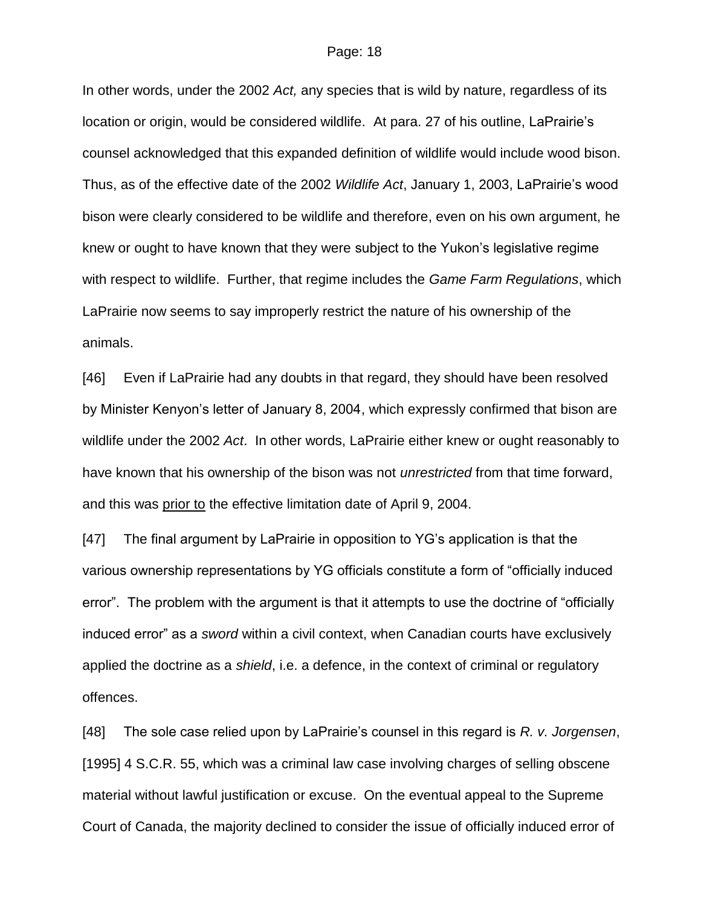In other words, under the 2002 *Act,* any species that is wild by nature, regardless of its location or origin, would be considered wildlife. At para. 27 of his outline, LaPrairie's counsel acknowledged that this expanded definition of wildlife would include wood bison. Thus, as of the effective date of the 2002 *Wildlife Act*, January 1, 2003, LaPrairie's wood bison were clearly considered to be wildlife and therefore, even on his own argument, he knew or ought to have known that they were subject to the Yukon's legislative regime with respect to wildlife. Further, that regime includes the *Game Farm Regulations*, which LaPrairie now seems to say improperly restrict the nature of his ownership of the animals.

[46] Even if LaPrairie had any doubts in that regard, they should have been resolved by Minister Kenyon's letter of January 8, 2004, which expressly confirmed that bison are wildlife under the 2002 *Act*. In other words, LaPrairie either knew or ought reasonably to have known that his ownership of the bison was not *unrestricted* from that time forward, and this was <u>prior to</u> the effective limitation date of April 9, 2004.

[47] The final argument by LaPrairie in opposition to YG's application is that the various ownership representations by YG officials constitute a form of "officially induced error". The problem with the argument is that it attempts to use the doctrine of "officially induced error" as a *sword* within a civil context, when Canadian courts have exclusively applied the doctrine as a *shield*, i.e. a defence, in the context of criminal or regulatory offences.

[48] The sole case relied upon by LaPrairie's counsel in this regard is *R. v. Jorgensen*, [1995] 4 S.C.R. 55, which was a criminal law case involving charges of selling obscene material without lawful justification or excuse. On the eventual appeal to the Supreme Court of Canada, the majority declined to consider the issue of officially induced error of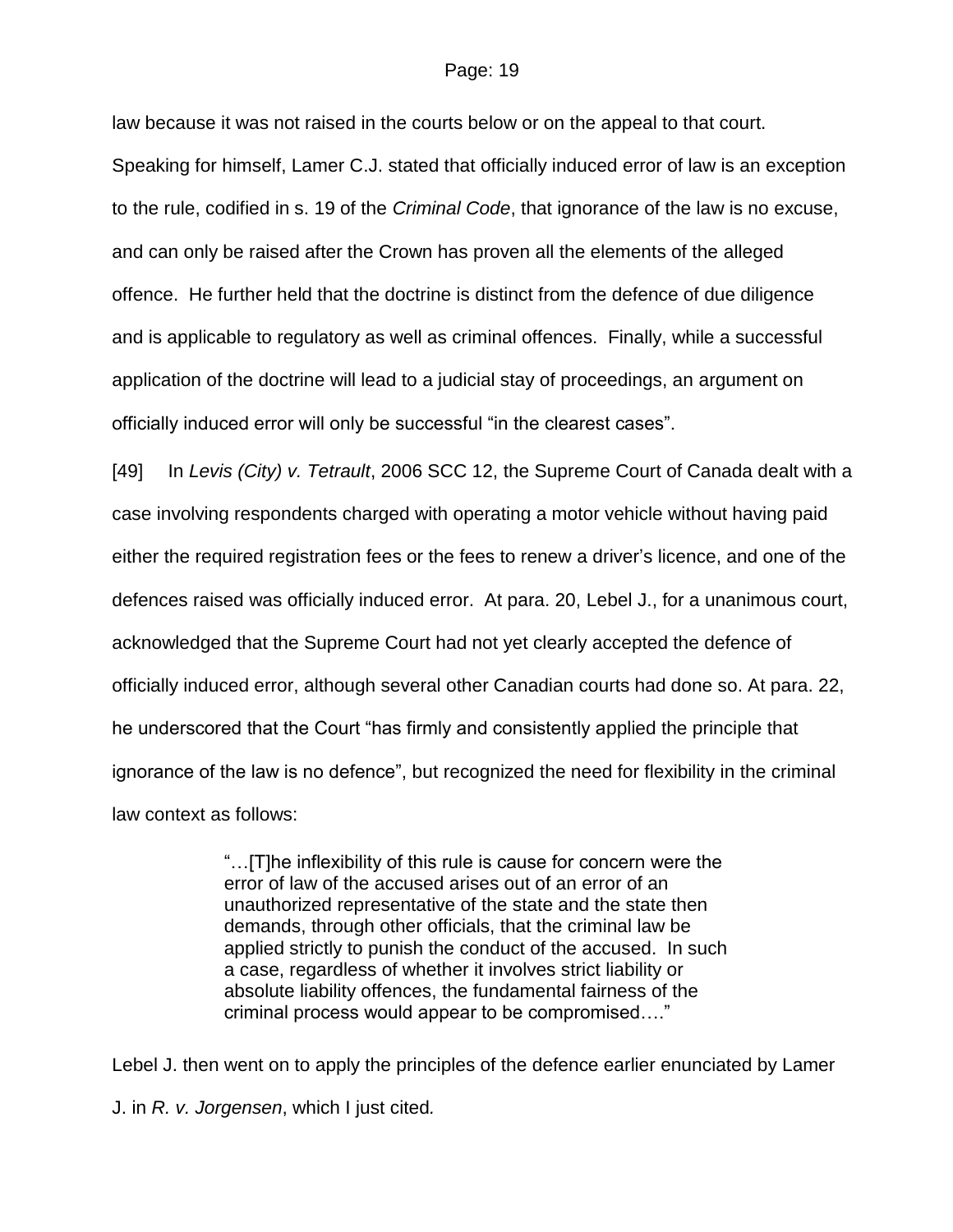law because it was not raised in the courts below or on the appeal to that court. Speaking for himself, Lamer C.J. stated that officially induced error of law is an exception to the rule, codified in s. 19 of the *Criminal Code*, that ignorance of the law is no excuse, and can only be raised after the Crown has proven all the elements of the alleged offence. He further held that the doctrine is distinct from the defence of due diligence and is applicable to regulatory as well as criminal offences. Finally, while a successful application of the doctrine will lead to a judicial stay of proceedings, an argument on officially induced error will only be successful "in the clearest cases".

[49] In *Levis (City) v. Tetrault*, 2006 SCC 12, the Supreme Court of Canada dealt with a case involving respondents charged with operating a motor vehicle without having paid either the required registration fees or the fees to renew a driver's licence, and one of the defences raised was officially induced error. At para. 20, Lebel J., for a unanimous court, acknowledged that the Supreme Court had not yet clearly accepted the defence of officially induced error, although several other Canadian courts had done so. At para. 22, he underscored that the Court "has firmly and consistently applied the principle that ignorance of the law is no defence", but recognized the need for flexibility in the criminal law context as follows:

> "…[T]he inflexibility of this rule is cause for concern were the error of law of the accused arises out of an error of an unauthorized representative of the state and the state then demands, through other officials, that the criminal law be applied strictly to punish the conduct of the accused. In such a case, regardless of whether it involves strict liability or absolute liability offences, the fundamental fairness of the criminal process would appear to be compromised…."

Lebel J. then went on to apply the principles of the defence earlier enunciated by Lamer J. in *R. v. Jorgensen*, which I just cited.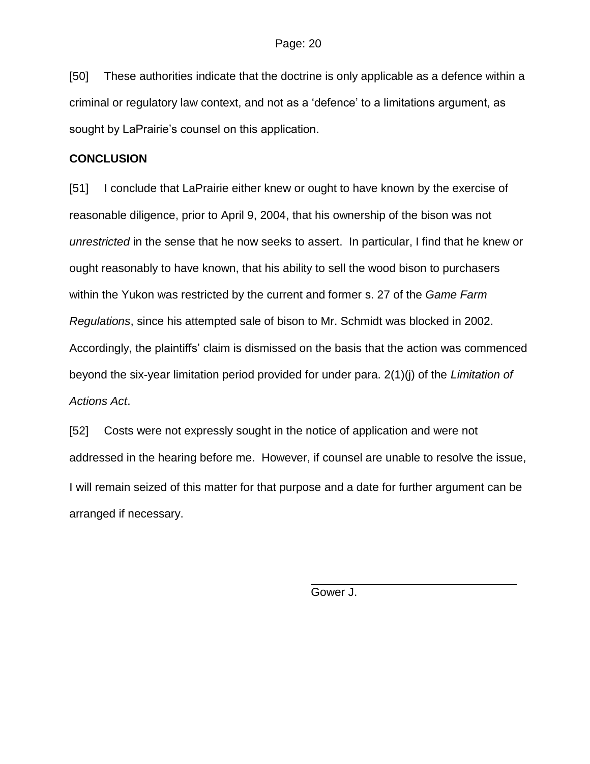[50] These authorities indicate that the doctrine is only applicable as a defence within a criminal or regulatory law context, and not as a 'defence' to a limitations argument, as sought by LaPrairie's counsel on this application.

**CONCLUSION**

[51] I conclude that LaPrairie either knew or ought to have known by the exercise of reasonable diligence, prior to April 9, 2004, that his ownership of the bison was not *unrestricted* in the sense that he now seeks to assert. In particular, I find that he knew or ought reasonably to have known, that his ability to sell the wood bison to purchasers within the Yukon was restricted by the current and former s. 27 of the *Game Farm Regulations*, since his attempted sale of bison to Mr. Schmidt was blocked in 2002. Accordingly, the plaintiffs' claim is dismissed on the basis that the action was commenced beyond the six-year limitation period provided for under para. 2(1)(j) of the *Limitation of Actions Act*.

[52] Costs were not expressly sought in the notice of application and were not addressed in the hearing before me. However, if counsel are unable to resolve the issue, I will remain seized of this matter for that purpose and a date for further argument can be arranged if necessary.

Gower J.